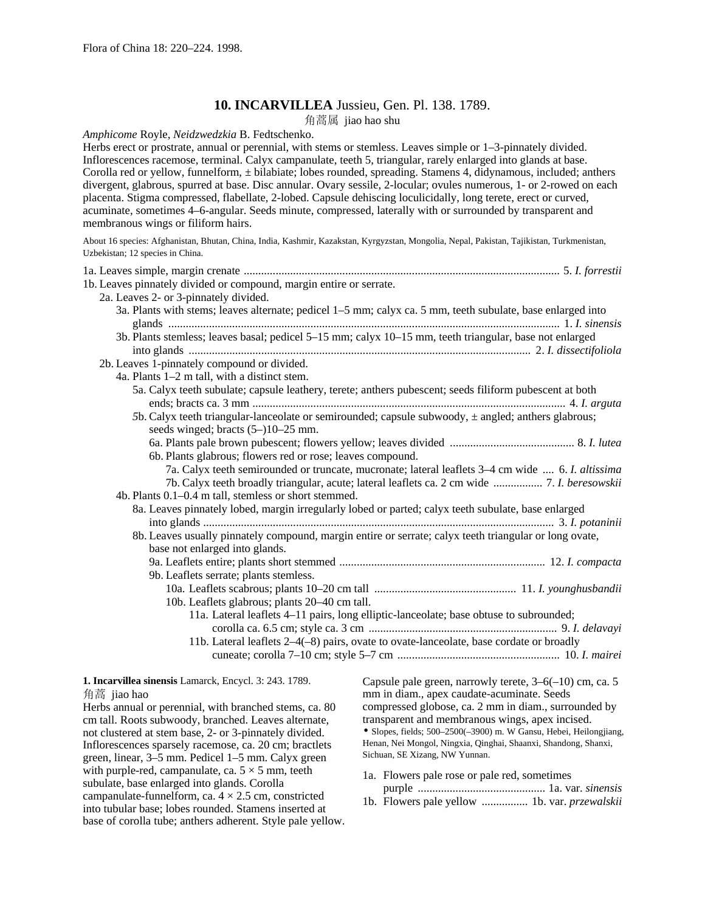Flora of China 18: 220–224. 1998.

# 10. INCARVILLEA Jussieu, Gen. Pl. 138. 1789.

角蒿属 jiao hao shu

*Amphicome* Royle, *Neidzwedzkia* B. Fedtschenko.

Herbs erect or prostrate, annual or perennial, with stems or stemless. Leaves simple or 1–3-pinnately divided. Inflorescences racemose, terminal. Calyx campanulate, teeth 5, triangular, rarely enlarged into glands at base. Corolla red or yellow, funnelform, ± bilabiate; lobes rounded, spreading. Stamens 4, didynamous, included; anthers divergent, glabrous, spurred at base. Disc annular. Ovary sessile, 2-locular; ovules numerous, 1- or 2-rowed on each placenta. Stigma compressed, flabellate, 2-lobed. Capsule dehiscing loculicidally, long terete, erect or curved, acuminate, sometimes 4–6-angular. Seeds minute, compressed, laterally with or surrounded by transparent and membranous wings or filiform hairs.

About 16 species: Afghanistan, Bhutan, China, India, Kashmir, Kazakstan, Kyrgyzstan, Mongolia, Nepal, Pakistan, Tajikistan, Turkmenistan, Uzbekistan; 12 species in China.

1a. Leaves simple, margin crenate .......... 5. *I. forrestii*
1b. Leaves pinnately divided or compound, margin entire or serrate.
 2a. Leaves 2- or 3-pinnately divided.
  3a. Plants with stems; leaves alternate; pedicel 1–5 mm; calyx ca. 5 mm, teeth subulate, base enlarged into glands .......... 1. *I. sinensis*
  3b. Plants stemless; leaves basal; pedicel 5–15 mm; calyx 10–15 mm, teeth triangular, base not enlarged into glands .......... 2. *I. dissectifoliola*
 2b. Leaves 1-pinnately compound or divided.
  4a. Plants 1–2 m tall, with a distinct stem.
   5a. Calyx teeth subulate; capsule leathery, terete; anthers pubescent; seeds filiform pubescent at both ends; bracts ca. 3 mm .......... 4. *I. arguta*
   5b. Calyx teeth triangular-lanceolate or semirounded; capsule subwoody, ± angled; anthers glabrous; seeds winged; bracts (5–)10–25 mm.
    6a. Plants pale brown pubescent; flowers yellow; leaves divided .......... 8. *I. lutea*
    6b. Plants glabrous; flowers red or rose; leaves compound.
     7a. Calyx teeth semirounded or truncate, mucronate; lateral leaflets 3–4 cm wide .......... 6. *I. altissima*
     7b. Calyx teeth broadly triangular, acute; lateral leaflets ca. 2 cm wide .......... 7. *I. beresowskii*
  4b. Plants 0.1–0.4 m tall, stemless or short stemmed.
   8a. Leaves pinnately lobed, margin irregularly lobed or parted; calyx teeth subulate, base enlarged into glands .......... 3. *I. potaninii*
   8b. Leaves usually pinnately compound, margin entire or serrate; calyx teeth triangular or long ovate, base not enlarged into glands.
    9a. Leaflets entire; plants short stemmed .......... 12. *I. compacta*
    9b. Leaflets serrate; plants stemless.
     10a. Leaflets scabrous; plants 10–20 cm tall .......... 11. *I. younghusbandii*
     10b. Leaflets glabrous; plants 20–40 cm tall.
      11a. Lateral leaflets 4–11 pairs, long elliptic-lanceolate; base obtuse to subrounded; corolla ca. 6.5 cm; style ca. 3 cm .......... 9. *I. delavayi*
      11b. Lateral leaflets 2–4(–8) pairs, ovate to ovate-lanceolate, base cordate or broadly cuneate; corolla 7–10 cm; style 5–7 cm .......... 10. *I. mairei*

**1. Incarvillea sinensis** Lamarck, Encycl. 3: 243. 1789.

角蒿 jiao hao

Herbs annual or perennial, with branched stems, ca. 80 cm tall. Roots subwoody, branched. Leaves alternate, not clustered at stem base, 2- or 3-pinnately divided. Inflorescences sparsely racemose, ca. 20 cm; bractlets green, linear, 3–5 mm. Pedicel 1–5 mm. Calyx green with purple-red, campanulate, ca. 5 × 5 mm, teeth subulate, base enlarged into glands. Corolla campanulate-funnelform, ca. 4 × 2.5 cm, constricted into tubular base; lobes rounded. Stamens inserted at base of corolla tube; anthers adherent. Style pale yellow. Capsule pale green, narrowly terete, 3–6(–10) cm, ca. 5 mm in diam., apex caudate-acuminate. Seeds compressed globose, ca. 2 mm in diam., surrounded by transparent and membranous wings, apex incised.

• Slopes, fields; 500–2500(–3900) m. W Gansu, Hebei, Heilongjiang, Henan, Nei Mongol, Ningxia, Qinghai, Shaanxi, Shandong, Shanxi, Sichuan, SE Xizang, NW Yunnan.

1a. Flowers pale rose or pale red, sometimes purple .......... 1a. var. *sinensis*
1b. Flowers pale yellow .......... 1b. var. *przewalskii*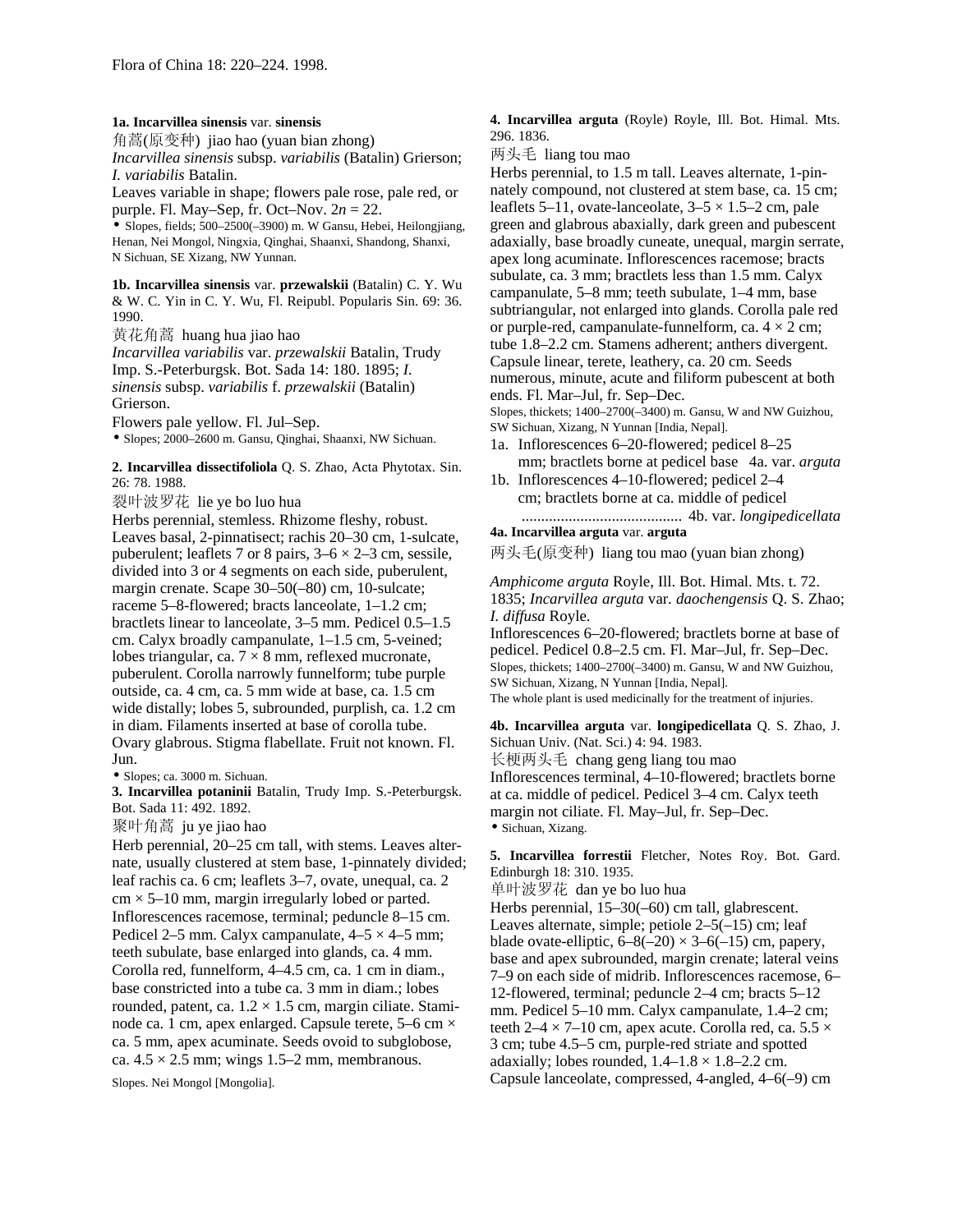Flora of China 18: 220–224. 1998.

**1a. Incarvillea sinensis** var. **sinensis**

角蒿(原变种) jiao hao (yuan bian zhong)

*Incarvillea sinensis* subsp. *variabilis* (Batalin) Grierson; *I. variabilis* Batalin.

Leaves variable in shape; flowers pale rose, pale red, or purple. Fl. May–Sep, fr. Oct–Nov. 2*n* = 22.

• Slopes, fields; 500–2500(–3900) m. W Gansu, Hebei, Heilongjiang, Henan, Nei Mongol, Ningxia, Qinghai, Shaanxi, Shandong, Shanxi, N Sichuan, SE Xizang, NW Yunnan.

**1b. Incarvillea sinensis** var. **przewalskii** (Batalin) C. Y. Wu & W. C. Yin in C. Y. Wu, Fl. Reipubl. Popularis Sin. 69: 36. 1990.

黄花角蒿 huang hua jiao hao

*Incarvillea variabilis* var. *przewalskii* Batalin, Trudy Imp. S.-Peterburgsk. Bot. Sada 14: 180. 1895; *I. sinensis* subsp. *variabilis* f. *przewalskii* (Batalin) Grierson.

Flowers pale yellow. Fl. Jul–Sep.

• Slopes; 2000–2600 m. Gansu, Qinghai, Shaanxi, NW Sichuan.

**2. Incarvillea dissectifoliola** Q. S. Zhao, Acta Phytotax. Sin. 26: 78. 1988.

裂叶波罗花 lie ye bo luo hua

Herbs perennial, stemless. Rhizome fleshy, robust. Leaves basal, 2-pinnatisect; rachis 20–30 cm, 1-sulcate, puberulent; leaflets 7 or 8 pairs, 3–6 × 2–3 cm, sessile, divided into 3 or 4 segments on each side, puberulent, margin crenate. Scape 30–50(–80) cm, 10-sulcate; raceme 5–8-flowered; bracts lanceolate, 1–1.2 cm; bractlets linear to lanceolate, 3–5 mm. Pedicel 0.5–1.5 cm. Calyx broadly campanulate, 1–1.5 cm, 5-veined; lobes triangular, ca. 7 × 8 mm, reflexed mucronate, puberulent. Corolla narrowly funnelform; tube purple outside, ca. 4 cm, ca. 5 mm wide at base, ca. 1.5 cm wide distally; lobes 5, subrounded, purplish, ca. 1.2 cm in diam. Filaments inserted at base of corolla tube. Ovary glabrous. Stigma flabellate. Fruit not known. Fl. Jun.

• Slopes; ca. 3000 m. Sichuan.

**3. Incarvillea potaninii** Batalin, Trudy Imp. S.-Peterburgsk. Bot. Sada 11: 492. 1892.

聚叶角蒿 ju ye jiao hao

Herb perennial, 20–25 cm tall, with stems. Leaves alternate, usually clustered at stem base, 1-pinnately divided; leaf rachis ca. 6 cm; leaflets 3–7, ovate, unequal, ca. 2 cm × 5–10 mm, margin irregularly lobed or parted. Inflorescences racemose, terminal; peduncle 8–15 cm. Pedicel 2–5 mm. Calyx campanulate, 4–5 × 4–5 mm; teeth subulate, base enlarged into glands, ca. 4 mm. Corolla red, funnelform, 4–4.5 cm, ca. 1 cm in diam., base constricted into a tube ca. 3 mm in diam.; lobes rounded, patent, ca. 1.2 × 1.5 cm, margin ciliate. Staminode ca. 1 cm, apex enlarged. Capsule terete, 5–6 cm × ca. 5 mm, apex acuminate. Seeds ovoid to subglobose, ca. 4.5 × 2.5 mm; wings 1.5–2 mm, membranous.

Slopes. Nei Mongol [Mongolia].

**4. Incarvillea arguta** (Royle) Royle, Ill. Bot. Himal. Mts. 296. 1836.

两头毛 liang tou mao

Herbs perennial, to 1.5 m tall. Leaves alternate, 1-pinnately compound, not clustered at stem base, ca. 15 cm; leaflets 5–11, ovate-lanceolate, 3–5 × 1.5–2 cm, pale green and glabrous abaxially, dark green and pubescent adaxially, base broadly cuneate, unequal, margin serrate, apex long acuminate. Inflorescences racemose; bracts subulate, ca. 3 mm; bractlets less than 1.5 mm. Calyx campanulate, 5–8 mm; teeth subulate, 1–4 mm, base subtriangular, not enlarged into glands. Corolla pale red or purple-red, campanulate-funnelform, ca. 4 × 2 cm; tube 1.8–2.2 cm. Stamens adherent; anthers divergent. Capsule linear, terete, leathery, ca. 20 cm. Seeds numerous, minute, acute and filiform pubescent at both ends. Fl. Mar–Jul, fr. Sep–Dec.

Slopes, thickets; 1400–2700(–3400) m. Gansu, W and NW Guizhou, SW Sichuan, Xizang, N Yunnan [India, Nepal].

1a. Inflorescences 6–20-flowered; pedicel 8–25 mm; bractlets borne at pedicel base 4a. var. *arguta*

1b. Inflorescences 4–10-flowered; pedicel 2–4 cm; bractlets borne at ca. middle of pedicel ......................................... 4b. var. *longipedicellata*

**4a. Incarvillea arguta** var. **arguta**

两头毛(原变种) liang tou mao (yuan bian zhong)

*Amphicome arguta* Royle, Ill. Bot. Himal. Mts. t. 72. 1835; *Incarvillea arguta* var. *daochengensis* Q. S. Zhao; *I. diffusa* Royle.

Inflorescences 6–20-flowered; bractlets borne at base of pedicel. Pedicel 0.8–2.5 cm. Fl. Mar–Jul, fr. Sep–Dec.

Slopes, thickets; 1400–2700(–3400) m. Gansu, W and NW Guizhou, SW Sichuan, Xizang, N Yunnan [India, Nepal].

The whole plant is used medicinally for the treatment of injuries.

**4b. Incarvillea arguta** var. **longipedicellata** Q. S. Zhao, J. Sichuan Univ. (Nat. Sci.) 4: 94. 1983.

长梗两头毛 chang geng liang tou mao

Inflorescences terminal, 4–10-flowered; bractlets borne at ca. middle of pedicel. Pedicel 3–4 cm. Calyx teeth margin not ciliate. Fl. May–Jul, fr. Sep–Dec.

• Sichuan, Xizang.

**5. Incarvillea forrestii** Fletcher, Notes Roy. Bot. Gard. Edinburgh 18: 310. 1935.

单叶波罗花 dan ye bo luo hua

Herbs perennial, 15–30(–60) cm tall, glabrescent. Leaves alternate, simple; petiole 2–5(–15) cm; leaf blade ovate-elliptic, 6–8(–20) × 3–6(–15) cm, papery, base and apex subrounded, margin crenate; lateral veins 7–9 on each side of midrib. Inflorescences racemose, 6–12-flowered, terminal; peduncle 2–4 cm; bracts 5–12 mm. Pedicel 5–10 mm. Calyx campanulate, 1.4–2 cm; teeth 2–4 × 7–10 cm, apex acute. Corolla red, ca. 5.5 × 3 cm; tube 4.5–5 cm, purple-red striate and spotted adaxially; lobes rounded, 1.4–1.8 × 1.8–2.2 cm. Capsule lanceolate, compressed, 4-angled, 4–6(–9) cm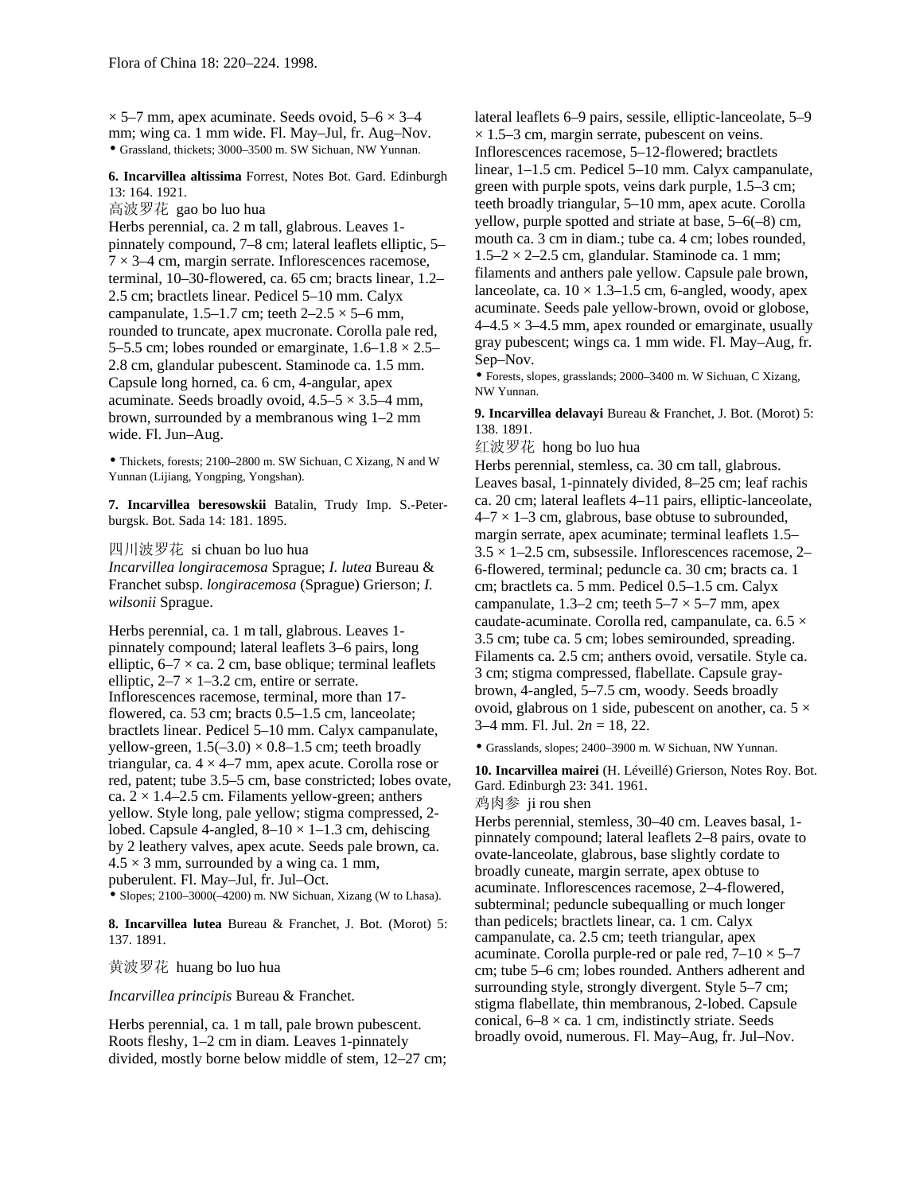× 5–7 mm, apex acuminate. Seeds ovoid, 5–6 × 3–4 mm; wing ca. 1 mm wide. Fl. May–Jul, fr. Aug–Nov.

• Grassland, thickets; 3000–3500 m. SW Sichuan, NW Yunnan.

**6. Incarvillea altissima** Forrest, Notes Bot. Gard. Edinburgh 13: 164. 1921.

高波罗花 gao bo luo hua

Herbs perennial, ca. 2 m tall, glabrous. Leaves 1-pinnately compound, 7–8 cm; lateral leaflets elliptic, 5–7 × 3–4 cm, margin serrate. Inflorescences racemose, terminal, 10–30-flowered, ca. 65 cm; bracts linear, 1.2–2.5 cm; bractlets linear. Pedicel 5–10 mm. Calyx campanulate, 1.5–1.7 cm; teeth 2–2.5 × 5–6 mm, rounded to truncate, apex mucronate. Corolla pale red, 5–5.5 cm; lobes rounded or emarginate, 1.6–1.8 × 2.5–2.8 cm, glandular pubescent. Staminode ca. 1.5 mm. Capsule long horned, ca. 6 cm, 4-angular, apex acuminate. Seeds broadly ovoid, 4.5–5 × 3.5–4 mm, brown, surrounded by a membranous wing 1–2 mm wide. Fl. Jun–Aug.

• Thickets, forests; 2100–2800 m. SW Sichuan, C Xizang, N and W Yunnan (Lijiang, Yongping, Yongshan).

**7. Incarvillea beresowskii** Batalin, Trudy Imp. S.-Peterburgsk. Bot. Sada 14: 181. 1895.

四川波罗花 si chuan bo luo hua

*Incarvillea longiracemosa* Sprague; *I. lutea* Bureau & Franchet subsp. *longiracemosa* (Sprague) Grierson; *I. wilsonii* Sprague.

Herbs perennial, ca. 1 m tall, glabrous. Leaves 1-pinnately compound; lateral leaflets 3–6 pairs, long elliptic, 6–7 × ca. 2 cm, base oblique; terminal leaflets elliptic, 2–7 × 1–3.2 cm, entire or serrate. Inflorescences racemose, terminal, more than 17-flowered, ca. 53 cm; bracts 0.5–1.5 cm, lanceolate; bractlets linear. Pedicel 5–10 mm. Calyx campanulate, yellow-green, 1.5(–3.0) × 0.8–1.5 cm; teeth broadly triangular, ca. 4 × 4–7 mm, apex acute. Corolla rose or red, patent; tube 3.5–5 cm, base constricted; lobes ovate, ca. 2 × 1.4–2.5 cm. Filaments yellow-green; anthers yellow. Style long, pale yellow; stigma compressed, 2-lobed. Capsule 4-angled, 8–10 × 1–1.3 cm, dehiscing by 2 leathery valves, apex acute. Seeds pale brown, ca. 4.5 × 3 mm, surrounded by a wing ca. 1 mm, puberulent. Fl. May–Jul, fr. Jul–Oct.

• Slopes; 2100–3000(–4200) m. NW Sichuan, Xizang (W to Lhasa).

**8. Incarvillea lutea** Bureau & Franchet, J. Bot. (Morot) 5: 137. 1891.

黄波罗花 huang bo luo hua

*Incarvillea principis* Bureau & Franchet.

Herbs perennial, ca. 1 m tall, pale brown pubescent. Roots fleshy, 1–2 cm in diam. Leaves 1-pinnately divided, mostly borne below middle of stem, 12–27 cm; lateral leaflets 6–9 pairs, sessile, elliptic-lanceolate, 5–9 × 1.5–3 cm, margin serrate, pubescent on veins. Inflorescences racemose, 5–12-flowered; bractlets linear, 1–1.5 cm. Pedicel 5–10 mm. Calyx campanulate, green with purple spots, veins dark purple, 1.5–3 cm; teeth broadly triangular, 5–10 mm, apex acute. Corolla yellow, purple spotted and striate at base, 5–6(–8) cm, mouth ca. 3 cm in diam.; tube ca. 4 cm; lobes rounded, 1.5–2 × 2–2.5 cm, glandular. Staminode ca. 1 mm; filaments and anthers pale yellow. Capsule pale brown, lanceolate, ca. 10 × 1.3–1.5 cm, 6-angled, woody, apex acuminate. Seeds pale yellow-brown, ovoid or globose, 4–4.5 × 3–4.5 mm, apex rounded or emarginate, usually gray pubescent; wings ca. 1 mm wide. Fl. May–Aug, fr. Sep–Nov.

• Forests, slopes, grasslands; 2000–3400 m. W Sichuan, C Xizang, NW Yunnan.

**9. Incarvillea delavayi** Bureau & Franchet, J. Bot. (Morot) 5: 138. 1891.

红波罗花 hong bo luo hua

Herbs perennial, stemless, ca. 30 cm tall, glabrous. Leaves basal, 1-pinnately divided, 8–25 cm; leaf rachis ca. 20 cm; lateral leaflets 4–11 pairs, elliptic-lanceolate, 4–7 × 1–3 cm, glabrous, base obtuse to subrounded, margin serrate, apex acuminate; terminal leaflets 1.5–3.5 × 1–2.5 cm, subsessile. Inflorescences racemose, 2–6-flowered, terminal; peduncle ca. 30 cm; bracts ca. 1 cm; bractlets ca. 5 mm. Pedicel 0.5–1.5 cm. Calyx campanulate, 1.3–2 cm; teeth 5–7 × 5–7 mm, apex caudate-acuminate. Corolla red, campanulate, ca. 6.5 × 3.5 cm; tube ca. 5 cm; lobes semirounded, spreading. Filaments ca. 2.5 cm; anthers ovoid, versatile. Style ca. 3 cm; stigma compressed, flabellate. Capsule gray-brown, 4-angled, 5–7.5 cm, woody. Seeds broadly ovoid, glabrous on 1 side, pubescent on another, ca. 5 × 3–4 mm. Fl. Jul. $2n = 18, 22$.

• Grasslands, slopes; 2400–3900 m. W Sichuan, NW Yunnan.

**10. Incarvillea mairei** (H. Léveillé) Grierson, Notes Roy. Bot. Gard. Edinburgh 23: 341. 1961.

鸡肉参 ji rou shen

Herbs perennial, stemless, 30–40 cm. Leaves basal, 1-pinnately compound; lateral leaflets 2–8 pairs, ovate to ovate-lanceolate, glabrous, base slightly cordate to broadly cuneate, margin serrate, apex obtuse to acuminate. Inflorescences racemose, 2–4-flowered, subterminal; peduncle subequalling or much longer than pedicels; bractlets linear, ca. 1 cm. Calyx campanulate, ca. 2.5 cm; teeth triangular, apex acuminate. Corolla purple-red or pale red, 7–10 × 5–7 cm; tube 5–6 cm; lobes rounded. Anthers adherent and surrounding style, strongly divergent. Style 5–7 cm; stigma flabellate, thin membranous, 2-lobed. Capsule conical, 6–8 × ca. 1 cm, indistinctly striate. Seeds broadly ovoid, numerous. Fl. May–Aug, fr. Jul–Nov.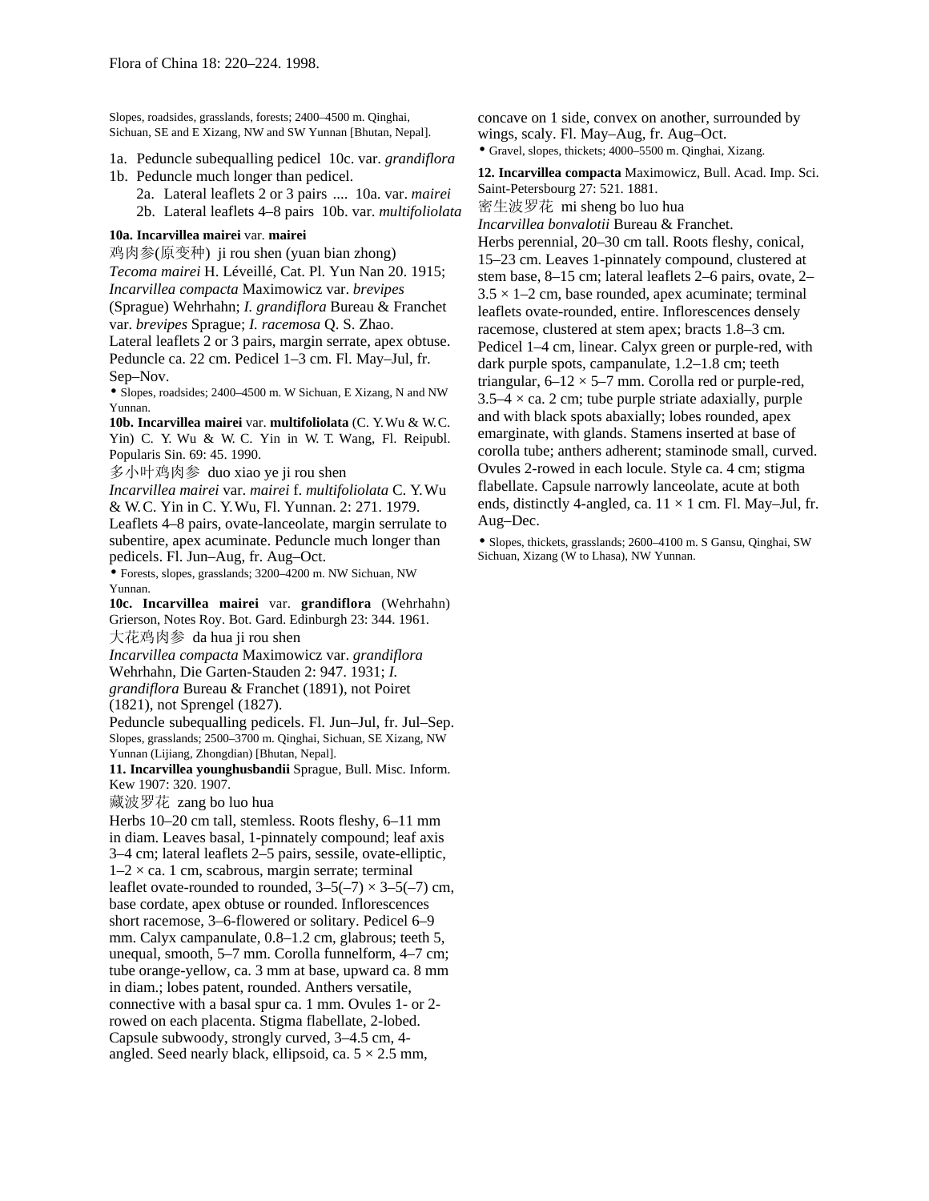Slopes, roadsides, grasslands, forests; 2400–4500 m. Qinghai, Sichuan, SE and E Xizang, NW and SW Yunnan [Bhutan, Nepal].

1a. Peduncle subequalling pedicel 10c. var. *grandiflora*
1b. Peduncle much longer than pedicel.
  2a. Lateral leaflets 2 or 3 pairs .... 10a. var. *mairei*
  2b. Lateral leaflets 4–8 pairs 10b. var. *multifoliolata*

**10a. Incarvillea mairei** var. **mairei**

鸡肉参(原变种) ji rou shen (yuan bian zhong)

*Tecoma mairei* H. Léveillé, Cat. Pl. Yun Nan 20. 1915; *Incarvillea compacta* Maximowicz var. *brevipes* (Sprague) Wehrhahn; *I. grandiflora* Bureau & Franchet var. *brevipes* Sprague; *I. racemosa* Q. S. Zhao.

Lateral leaflets 2 or 3 pairs, margin serrate, apex obtuse. Peduncle ca. 22 cm. Pedicel 1–3 cm. Fl. May–Jul, fr. Sep–Nov.

• Slopes, roadsides; 2400–4500 m. W Sichuan, E Xizang, N and NW Yunnan.

**10b. Incarvillea mairei** var. **multifoliolata** (C. Y. Wu & W. C. Yin) C. Y. Wu & W. C. Yin in W. T. Wang, Fl. Reipubl. Popularis Sin. 69: 45. 1990.

多小叶鸡肉参 duo xiao ye ji rou shen

*Incarvillea mairei* var. *mairei* f. *multifoliolata* C. Y. Wu & W. C. Yin in C. Y. Wu, Fl. Yunnan. 2: 271. 1979.

Leaflets 4–8 pairs, ovate-lanceolate, margin serrulate to subentire, apex acuminate. Peduncle much longer than pedicels. Fl. Jun–Aug, fr. Aug–Oct.

• Forests, slopes, grasslands; 3200–4200 m. NW Sichuan, NW Yunnan.

**10c. Incarvillea mairei** var. **grandiflora** (Wehrhahn) Grierson, Notes Roy. Bot. Gard. Edinburgh 23: 344. 1961.

大花鸡肉参 da hua ji rou shen

*Incarvillea compacta* Maximowicz var. *grandiflora* Wehrhahn, Die Garten-Stauden 2: 947. 1931; *I. grandiflora* Bureau & Franchet (1891), not Poiret (1821), not Sprengel (1827).

Peduncle subequalling pedicels. Fl. Jun–Jul, fr. Jul–Sep.

Slopes, grasslands; 2500–3700 m. Qinghai, Sichuan, SE Xizang, NW Yunnan (Lijiang, Zhongdian) [Bhutan, Nepal].

**11. Incarvillea younghusbandii** Sprague, Bull. Misc. Inform. Kew 1907: 320. 1907.

藏波罗花 zang bo luo hua

Herbs 10–20 cm tall, stemless. Roots fleshy, 6–11 mm in diam. Leaves basal, 1-pinnately compound; leaf axis 3–4 cm; lateral leaflets 2–5 pairs, sessile, ovate-elliptic, 1–2 × ca. 1 cm, scabrous, margin serrate; terminal leaflet ovate-rounded to rounded, 3–5(–7) × 3–5(–7) cm, base cordate, apex obtuse or rounded. Inflorescences short racemose, 3–6-flowered or solitary. Pedicel 6–9 mm. Calyx campanulate, 0.8–1.2 cm, glabrous; teeth 5, unequal, smooth, 5–7 mm. Corolla funnelform, 4–7 cm; tube orange-yellow, ca. 3 mm at base, upward ca. 8 mm in diam.; lobes patent, rounded. Anthers versatile, connective with a basal spur ca. 1 mm. Ovules 1- or 2-rowed on each placenta. Stigma flabellate, 2-lobed. Capsule subwoody, strongly curved, 3–4.5 cm, 4-angled. Seed nearly black, ellipsoid, ca. 5 × 2.5 mm, concave on 1 side, convex on another, surrounded by wings, scaly. Fl. May–Aug, fr. Aug–Oct.

• Gravel, slopes, thickets; 4000–5500 m. Qinghai, Xizang.

**12. Incarvillea compacta** Maximowicz, Bull. Acad. Imp. Sci. Saint-Petersbourg 27: 521. 1881.

密生波罗花 mi sheng bo luo hua

*Incarvillea bonvalotii* Bureau & Franchet.

Herbs perennial, 20–30 cm tall. Roots fleshy, conical, 15–23 cm. Leaves 1-pinnately compound, clustered at stem base, 8–15 cm; lateral leaflets 2–6 pairs, ovate, 2–3.5 × 1–2 cm, base rounded, apex acuminate; terminal leaflets ovate-rounded, entire. Inflorescences densely racemose, clustered at stem apex; bracts 1.8–3 cm. Pedicel 1–4 cm, linear. Calyx green or purple-red, with dark purple spots, campanulate, 1.2–1.8 cm; teeth triangular, 6–12 × 5–7 mm. Corolla red or purple-red, 3.5–4 × ca. 2 cm; tube purple striate adaxially, purple and with black spots abaxially; lobes rounded, apex emarginate, with glands. Stamens inserted at base of corolla tube; anthers adherent; staminode small, curved. Ovules 2-rowed in each locule. Style ca. 4 cm; stigma flabellate. Capsule narrowly lanceolate, acute at both ends, distinctly 4-angled, ca. 11 × 1 cm. Fl. May–Jul, fr. Aug–Dec.

• Slopes, thickets, grasslands; 2600–4100 m. S Gansu, Qinghai, SW Sichuan, Xizang (W to Lhasa), NW Yunnan.